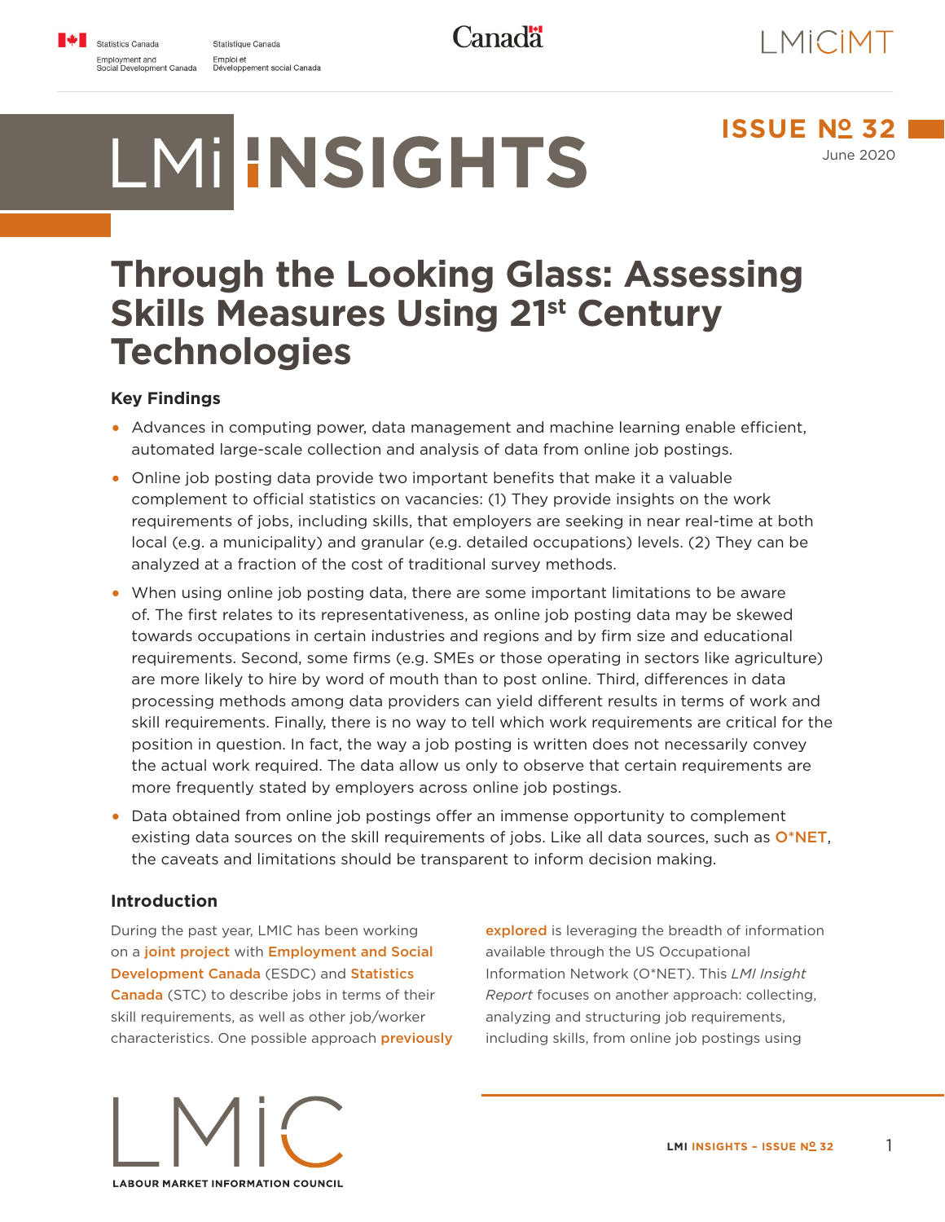# LMI INSIGHTS

**ISSUE Nº 32**
June 2020

## Through the Looking Glass: Assessing Skills Measures Using 21st Century Technologies

### Key Findings

- Advances in computing power, data management and machine learning enable efficient, automated large-scale collection and analysis of data from online job postings.
- Online job posting data provide two important benefits that make it a valuable complement to official statistics on vacancies: (1) They provide insights on the work requirements of jobs, including skills, that employers are seeking in near real-time at both local (e.g. a municipality) and granular (e.g. detailed occupations) levels. (2) They can be analyzed at a fraction of the cost of traditional survey methods.
- When using online job posting data, there are some important limitations to be aware of. The first relates to its representativeness, as online job posting data may be skewed towards occupations in certain industries and regions and by firm size and educational requirements. Second, some firms (e.g. SMEs or those operating in sectors like agriculture) are more likely to hire by word of mouth than to post online. Third, differences in data processing methods among data providers can yield different results in terms of work and skill requirements. Finally, there is no way to tell which work requirements are critical for the position in question. In fact, the way a job posting is written does not necessarily convey the actual work required. The data allow us only to observe that certain requirements are more frequently stated by employers across online job postings.
- Data obtained from online job postings offer an immense opportunity to complement existing data sources on the skill requirements of jobs. Like all data sources, such as O*NET, the caveats and limitations should be transparent to inform decision making.

### Introduction

During the past year, LMIC has been working on a joint project with Employment and Social Development Canada (ESDC) and Statistics Canada (STC) to describe jobs in terms of their skill requirements, as well as other job/worker characteristics. One possible approach previously explored is leveraging the breadth of information available through the US Occupational Information Network (O*NET). This *LMI Insight Report* focuses on another approach: collecting, analyzing and structuring job requirements, including skills, from online job postings using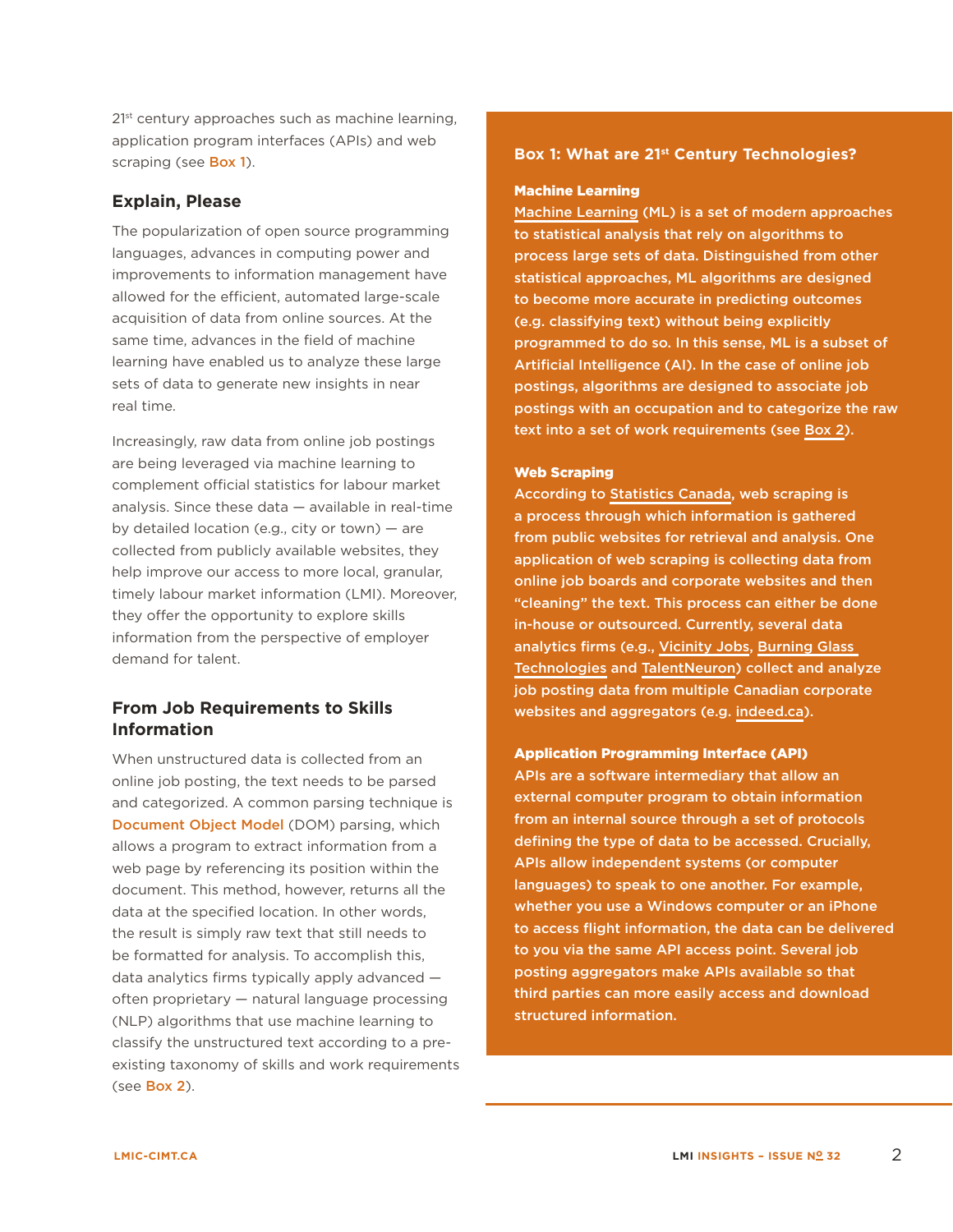21st century approaches such as machine learning, application program interfaces (APIs) and web scraping (see Box 1).

## Explain, Please

The popularization of open source programming languages, advances in computing power and improvements to information management have allowed for the efficient, automated large-scale acquisition of data from online sources. At the same time, advances in the field of machine learning have enabled us to analyze these large sets of data to generate new insights in near real time.

Increasingly, raw data from online job postings are being leveraged via machine learning to complement official statistics for labour market analysis. Since these data — available in real-time by detailed location (e.g., city or town) — are collected from publicly available websites, they help improve our access to more local, granular, timely labour market information (LMI). Moreover, they offer the opportunity to explore skills information from the perspective of employer demand for talent.

## From Job Requirements to Skills Information

When unstructured data is collected from an online job posting, the text needs to be parsed and categorized. A common parsing technique is Document Object Model (DOM) parsing, which allows a program to extract information from a web page by referencing its position within the document. This method, however, returns all the data at the specified location. In other words, the result is simply raw text that still needs to be formatted for analysis. To accomplish this, data analytics firms typically apply advanced — often proprietary — natural language processing (NLP) algorithms that use machine learning to classify the unstructured text according to a pre-existing taxonomy of skills and work requirements (see Box 2).

### Box 1: What are 21st Century Technologies?

**Machine Learning**

**Machine Learning (ML) is a set of modern approaches to statistical analysis that rely on algorithms to process large sets of data. Distinguished from other statistical approaches, ML algorithms are designed to become more accurate in predicting outcomes (e.g. classifying text) without being explicitly programmed to do so. In this sense, ML is a subset of Artificial Intelligence (AI). In the case of online job postings, algorithms are designed to associate job postings with an occupation and to categorize the raw text into a set of work requirements (see Box 2).**

**Web Scraping**

**According to Statistics Canada, web scraping is a process through which information is gathered from public websites for retrieval and analysis. One application of web scraping is collecting data from online job boards and corporate websites and then "cleaning" the text. This process can either be done in-house or outsourced. Currently, several data analytics firms (e.g., Vicinity Jobs, Burning Glass Technologies and TalentNeuron) collect and analyze job posting data from multiple Canadian corporate websites and aggregators (e.g. indeed.ca).**

**Application Programming Interface (API)**

**APIs are a software intermediary that allow an external computer program to obtain information from an internal source through a set of protocols defining the type of data to be accessed. Crucially, APIs allow independent systems (or computer languages) to speak to one another. For example, whether you use a Windows computer or an iPhone to access flight information, the data can be delivered to you via the same API access point. Several job posting aggregators make APIs available so that third parties can more easily access and download structured information.**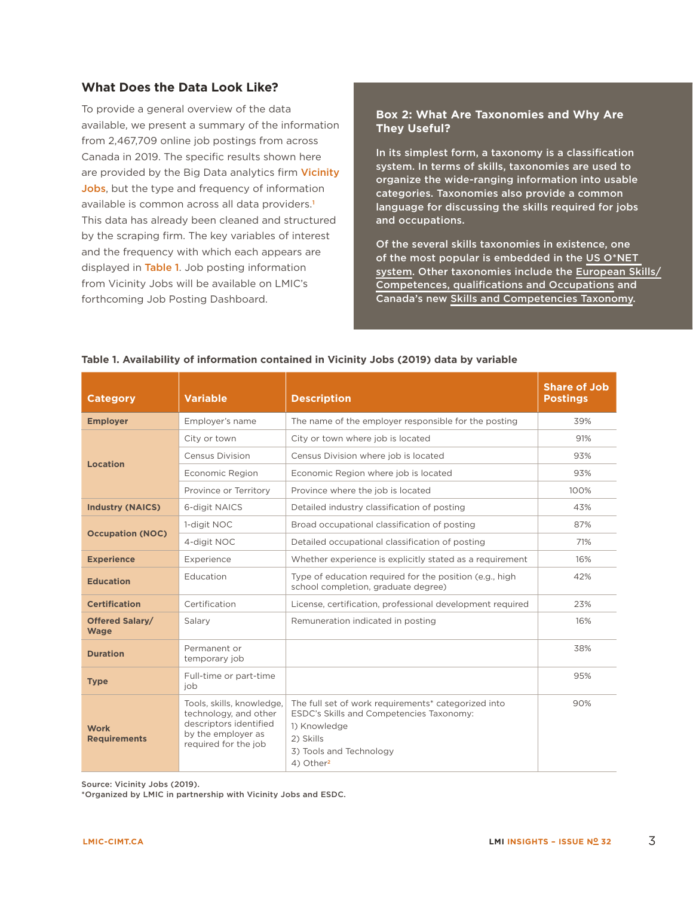## What Does the Data Look Like?

To provide a general overview of the data available, we present a summary of the information from 2,467,709 online job postings from across Canada in 2019. The specific results shown here are provided by the Big Data analytics firm Vicinity Jobs, but the type and frequency of information available is common across all data providers.[1] This data has already been cleaned and structured by the scraping firm. The key variables of interest and the frequency with which each appears are displayed in Table 1. Job posting information from Vicinity Jobs will be available on LMIC's forthcoming Job Posting Dashboard.

### Box 2: What Are Taxonomies and Why Are They Useful?

**In its simplest form, a taxonomy is a classification system. In terms of skills, taxonomies are used to organize the wide-ranging information into usable categories. Taxonomies also provide a common language for discussing the skills required for jobs and occupations.**

**Of the several skills taxonomies in existence, one of the most popular is embedded in the US O*NET system. Other taxonomies include the European Skills/Competences, qualifications and Occupations and Canada's new Skills and Competencies Taxonomy.**

**Table 1. Availability of information contained in Vicinity Jobs (2019) data by variable**

| Category | Variable | Description | Share of Job Postings |
|---|---|---|---|
| **Employer** | Employer's name | The name of the employer responsible for the posting | 39% |
| **Location** | City or town | City or town where job is located | 91% |
| | Census Division | Census Division where job is located | 93% |
| | Economic Region | Economic Region where job is located | 93% |
| | Province or Territory | Province where the job is located | 100% |
| **Industry (NAICS)** | 6-digit NAICS | Detailed industry classification of posting | 43% |
| **Occupation (NOC)** | 1-digit NOC | Broad occupational classification of posting | 87% |
| | 4-digit NOC | Detailed occupational classification of posting | 71% |
| **Experience** | Experience | Whether experience is explicitly stated as a requirement | 16% |
| **Education** | Education | Type of education required for the position (e.g., high school completion, graduate degree) | 42% |
| **Certification** | Certification | License, certification, professional development required | 23% |
| **Offered Salary/ Wage** | Salary | Remuneration indicated in posting | 16% |
| **Duration** | Permanent or temporary job | | 38% |
| **Type** | Full-time or part-time job | | 95% |
| **Work Requirements** | Tools, skills, knowledge, technology, and other descriptors identified by the employer as required for the job | The full set of work requirements* categorized into ESDC's Skills and Competencies Taxonomy: 1) Knowledge 2) Skills 3) Tools and Technology 4) Other[2] | 90% |

Source: Vicinity Jobs (2019).
*Organized by LMIC in partnership with Vicinity Jobs and ESDC.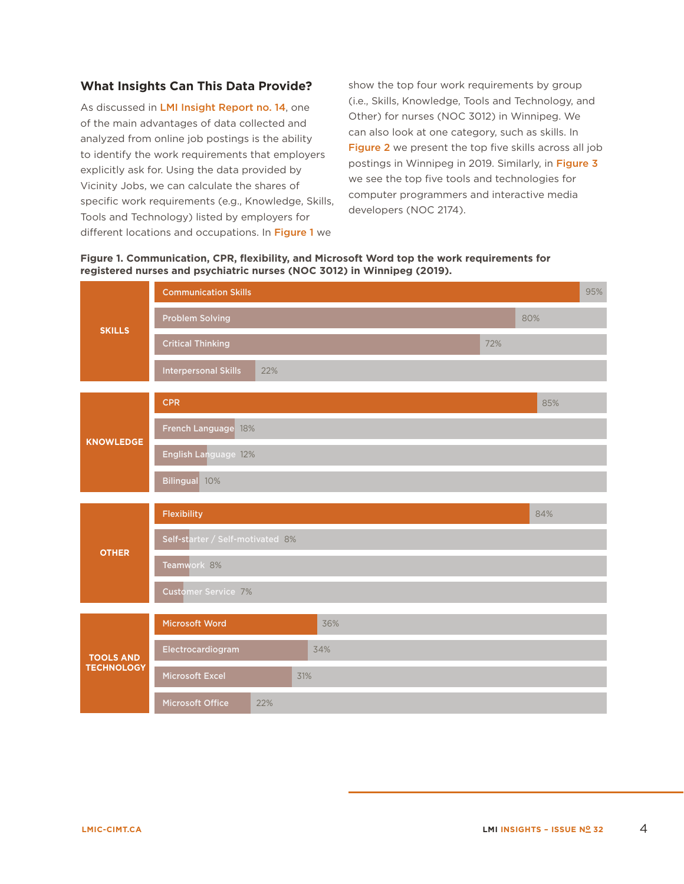### What Insights Can This Data Provide?

As discussed in LMI Insight Report no. 14, one of the main advantages of data collected and analyzed from online job postings is the ability to identify the work requirements that employers explicitly ask for. Using the data provided by Vicinity Jobs, we can calculate the shares of specific work requirements (e.g., Knowledge, Skills, Tools and Technology) listed by employers for different locations and occupations. In Figure 1 we show the top four work requirements by group (i.e., Skills, Knowledge, Tools and Technology, and Other) for nurses (NOC 3012) in Winnipeg. We can also look at one category, such as skills. In Figure 2 we present the top five skills across all job postings in Winnipeg in 2019. Similarly, in Figure 3 we see the top five tools and technologies for computer programmers and interactive media developers (NOC 2174).

**Figure 1. Communication, CPR, flexibility, and Microsoft Word top the work requirements for registered nurses and psychiatric nurses (NOC 3012) in Winnipeg (2019).**

| Group | Work requirement | Share |
|---|---|---|
| SKILLS | Communication Skills | 95% |
| | Problem Solving | 80% |
| | Critical Thinking | 72% |
| | Interpersonal Skills | 22% |
| KNOWLEDGE | CPR | 85% |
| | French Language | 18% |
| | English Language | 12% |
| | Bilingual | 10% |
| OTHER | Flexibility | 84% |
| | Self-starter / Self-motivated | 8% |
| | Teamwork | 8% |
| | Customer Service | 7% |
| TOOLS AND TECHNOLOGY | Microsoft Word | 36% |
| | Electrocardiogram | 34% |
| | Microsoft Excel | 31% |
| | Microsoft Office | 22% |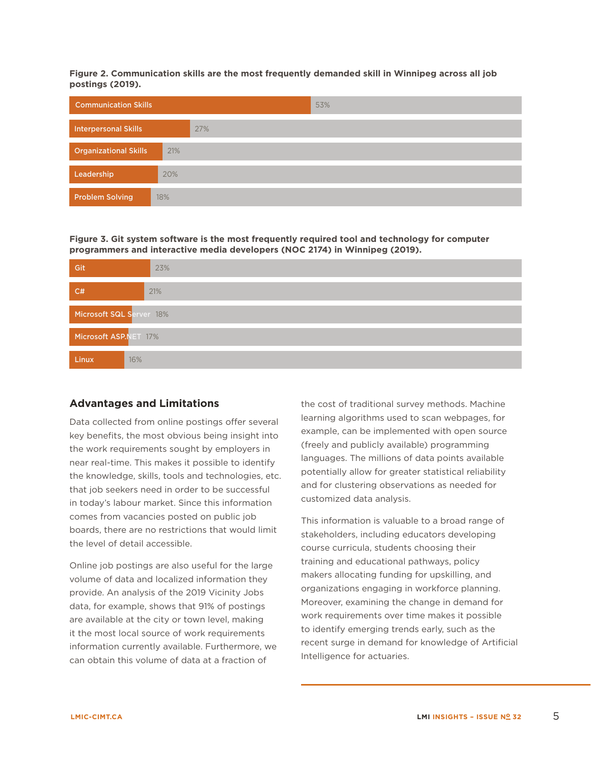**Figure 2. Communication skills are the most frequently demanded skill in Winnipeg across all job postings (2019).**

| Skill | Share |
| --- | --- |
| Communication Skills | 53% |
| Interpersonal Skills | 27% |
| Organizational Skills | 21% |
| Leadership | 20% |
| Problem Solving | 18% |

**Figure 3. Git system software is the most frequently required tool and technology for computer programmers and interactive media developers (NOC 2174) in Winnipeg (2019).**

| Tool/Technology | Share |
| --- | --- |
| Git | 23% |
| C# | 21% |
| Microsoft SQL Server | 18% |
| Microsoft ASP.NET | 17% |
| Linux | 16% |

## Advantages and Limitations

Data collected from online postings offer several key benefits, the most obvious being insight into the work requirements sought by employers in near real-time. This makes it possible to identify the knowledge, skills, tools and technologies, etc. that job seekers need in order to be successful in today's labour market. Since this information comes from vacancies posted on public job boards, there are no restrictions that would limit the level of detail accessible.

Online job postings are also useful for the large volume of data and localized information they provide. An analysis of the 2019 Vicinity Jobs data, for example, shows that 91% of postings are available at the city or town level, making it the most local source of work requirements information currently available. Furthermore, we can obtain this volume of data at a fraction of the cost of traditional survey methods. Machine learning algorithms used to scan webpages, for example, can be implemented with open source (freely and publicly available) programming languages. The millions of data points available potentially allow for greater statistical reliability and for clustering observations as needed for customized data analysis.

This information is valuable to a broad range of stakeholders, including educators developing course curricula, students choosing their training and educational pathways, policy makers allocating funding for upskilling, and organizations engaging in workforce planning. Moreover, examining the change in demand for work requirements over time makes it possible to identify emerging trends early, such as the recent surge in demand for knowledge of Artificial Intelligence for actuaries.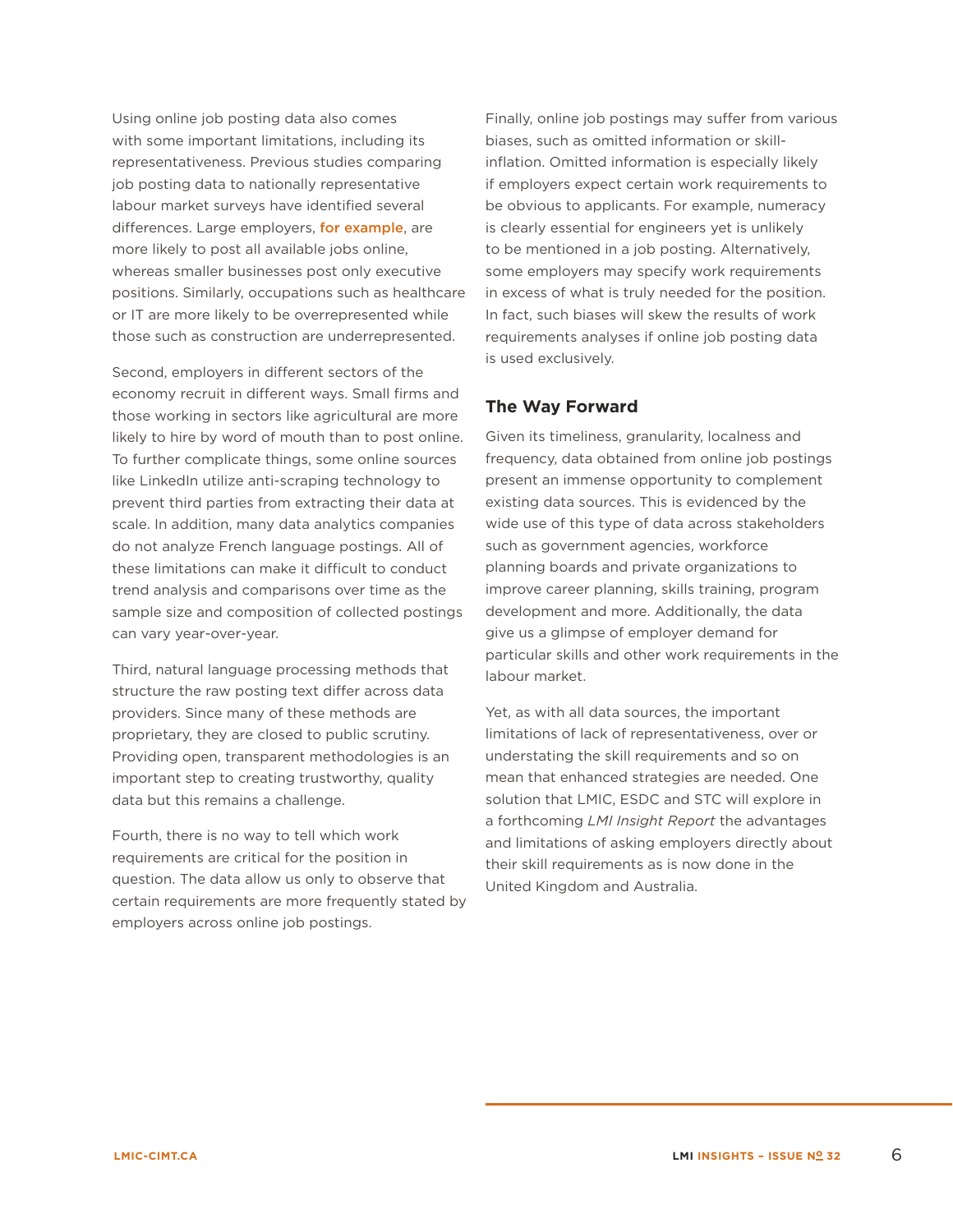Using online job posting data also comes with some important limitations, including its representativeness. Previous studies comparing job posting data to nationally representative labour market surveys have identified several differences. Large employers, for example, are more likely to post all available jobs online, whereas smaller businesses post only executive positions. Similarly, occupations such as healthcare or IT are more likely to be overrepresented while those such as construction are underrepresented.

Second, employers in different sectors of the economy recruit in different ways. Small firms and those working in sectors like agricultural are more likely to hire by word of mouth than to post online. To further complicate things, some online sources like LinkedIn utilize anti-scraping technology to prevent third parties from extracting their data at scale. In addition, many data analytics companies do not analyze French language postings. All of these limitations can make it difficult to conduct trend analysis and comparisons over time as the sample size and composition of collected postings can vary year-over-year.

Third, natural language processing methods that structure the raw posting text differ across data providers. Since many of these methods are proprietary, they are closed to public scrutiny. Providing open, transparent methodologies is an important step to creating trustworthy, quality data but this remains a challenge.

Fourth, there is no way to tell which work requirements are critical for the position in question. The data allow us only to observe that certain requirements are more frequently stated by employers across online job postings.

Finally, online job postings may suffer from various biases, such as omitted information or skill-inflation. Omitted information is especially likely if employers expect certain work requirements to be obvious to applicants. For example, numeracy is clearly essential for engineers yet is unlikely to be mentioned in a job posting. Alternatively, some employers may specify work requirements in excess of what is truly needed for the position. In fact, such biases will skew the results of work requirements analyses if online job posting data is used exclusively.

## The Way Forward

Given its timeliness, granularity, localness and frequency, data obtained from online job postings present an immense opportunity to complement existing data sources. This is evidenced by the wide use of this type of data across stakeholders such as government agencies, workforce planning boards and private organizations to improve career planning, skills training, program development and more. Additionally, the data give us a glimpse of employer demand for particular skills and other work requirements in the labour market.

Yet, as with all data sources, the important limitations of lack of representativeness, over or understating the skill requirements and so on mean that enhanced strategies are needed. One solution that LMIC, ESDC and STC will explore in a forthcoming *LMI Insight Report* the advantages and limitations of asking employers directly about their skill requirements as is now done in the United Kingdom and Australia.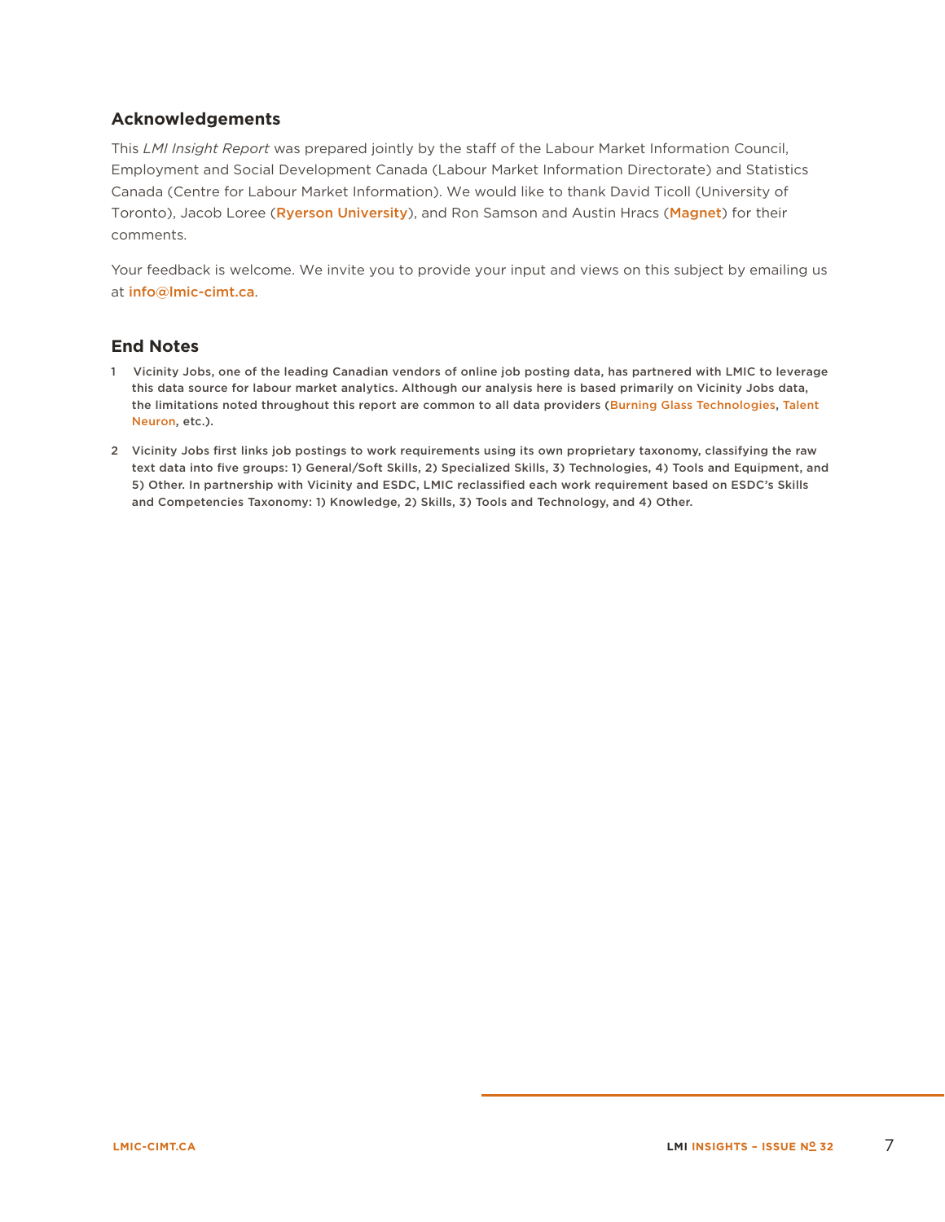## Acknowledgements

This *LMI Insight Report* was prepared jointly by the staff of the Labour Market Information Council, Employment and Social Development Canada (Labour Market Information Directorate) and Statistics Canada (Centre for Labour Market Information). We would like to thank David Ticoll (University of Toronto), Jacob Loree (Ryerson University), and Ron Samson and Austin Hracs (Magnet) for their comments.

Your feedback is welcome. We invite you to provide your input and views on this subject by emailing us at info@lmic-cimt.ca.

## End Notes

1. Vicinity Jobs, one of the leading Canadian vendors of online job posting data, has partnered with LMIC to leverage this data source for labour market analytics. Although our analysis here is based primarily on Vicinity Jobs data, the limitations noted throughout this report are common to all data providers (Burning Glass Technologies, Talent Neuron, etc.).

2. Vicinity Jobs first links job postings to work requirements using its own proprietary taxonomy, classifying the raw text data into five groups: 1) General/Soft Skills, 2) Specialized Skills, 3) Technologies, 4) Tools and Equipment, and 5) Other. In partnership with Vicinity and ESDC, LMIC reclassified each work requirement based on ESDC's Skills and Competencies Taxonomy: 1) Knowledge, 2) Skills, 3) Tools and Technology, and 4) Other.